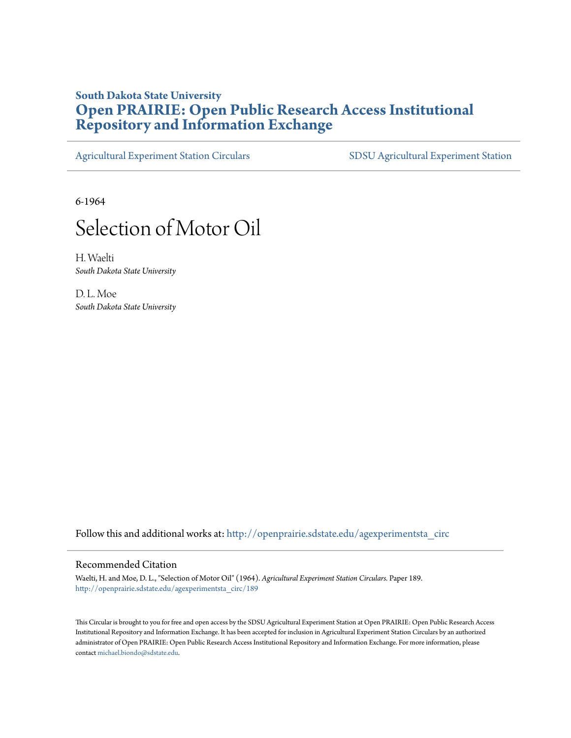# South Dakota State University
# Open PRAIRIE: Open Public Research Access Institutional Repository and Information Exchange

Agricultural Experiment Station Circulars

SDSU Agricultural Experiment Station

6-1964

# Selection of Motor Oil

H. Waelti
*South Dakota State University*

D. L. Moe
*South Dakota State University*

Follow this and additional works at: http://openprairie.sdstate.edu/agexperimentsta_circ

## Recommended Citation

Waelti, H. and Moe, D. L., "Selection of Motor Oil" (1964). *Agricultural Experiment Station Circulars.* Paper 189.
http://openprairie.sdstate.edu/agexperimentsta_circ/189

This Circular is brought to you for free and open access by the SDSU Agricultural Experiment Station at Open PRAIRIE: Open Public Research Access Institutional Repository and Information Exchange. It has been accepted for inclusion in Agricultural Experiment Station Circulars by an authorized administrator of Open PRAIRIE: Open Public Research Access Institutional Repository and Information Exchange. For more information, please contact michael.biondo@sdstate.edu.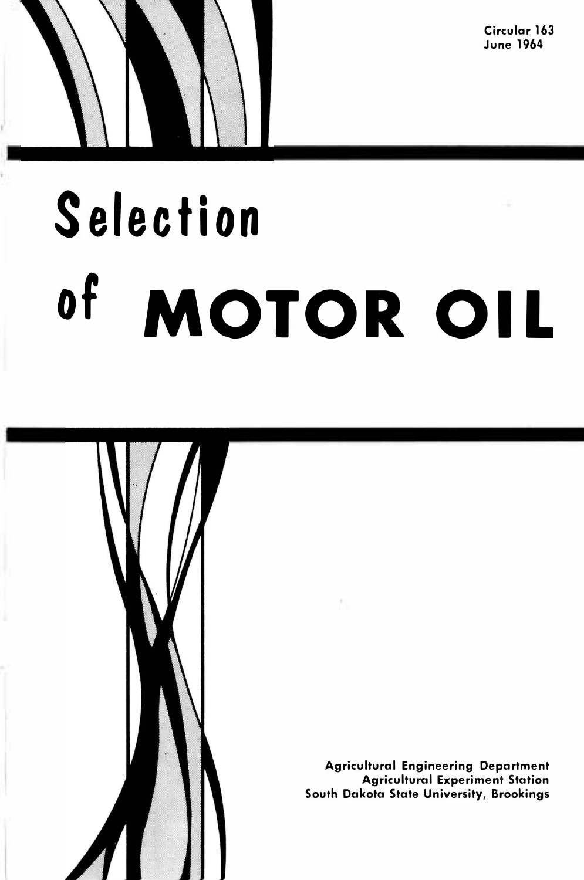Circular 163
June 1964

# Selection of MOTOR OIL

Agricultural Engineering Department
Agricultural Experiment Station
South Dakota State University, Brookings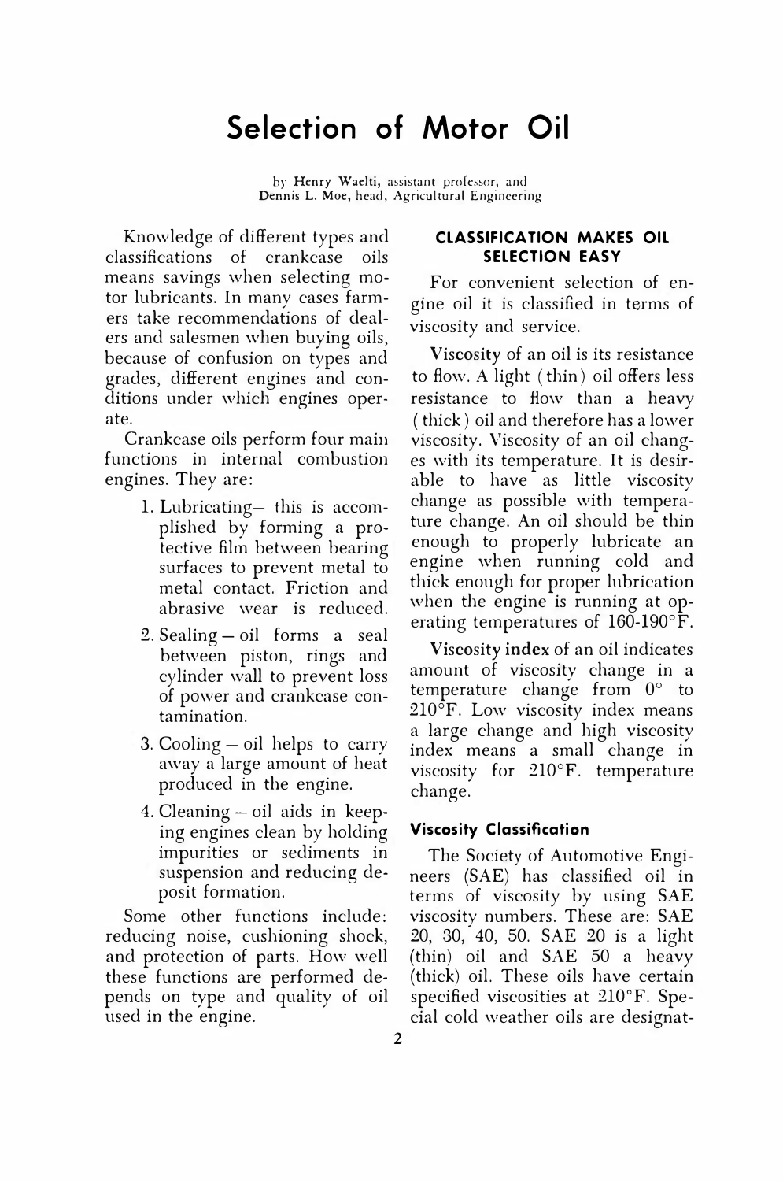# Selection of Motor Oil

by **Henry Waelti,** assistant professor, and **Dennis L. Moe,** head, Agricultural Engineering

Knowledge of different types and classifications of crankcase oils means savings when selecting motor lubricants. In many cases farmers take recommendations of dealers and salesmen when buying oils, because of confusion on types and grades, different engines and conditions under which engines operate.

Crankcase oils perform four main functions in internal combustion engines. They are:

1. Lubricating– this is accomplished by forming a protective film between bearing surfaces to prevent metal to metal contact. Friction and abrasive wear is reduced.
2. Sealing – oil forms a seal between piston, rings and cylinder wall to prevent loss of power and crankcase contamination.
3. Cooling – oil helps to carry away a large amount of heat produced in the engine.
4. Cleaning – oil aids in keeping engines clean by holding impurities or sediments in suspension and reducing deposit formation.

Some other functions include: reducing noise, cushioning shock, and protection of parts. How well these functions are performed depends on type and quality of oil used in the engine.

## CLASSIFICATION MAKES OIL SELECTION EASY

For convenient selection of engine oil it is classified in terms of viscosity and service.

**Viscosity** of an oil is its resistance to flow. A light (thin) oil offers less resistance to flow than a heavy (thick) oil and therefore has a lower viscosity. Viscosity of an oil changes with its temperature. It is desirable to have as little viscosity change as possible with temperature change. An oil should be thin enough to properly lubricate an engine when running cold and thick enough for proper lubrication when the engine is running at operating temperatures of 160-190°F.

**Viscosity index** of an oil indicates amount of viscosity change in a temperature change from 0° to 210°F. Low viscosity index means a large change and high viscosity index means a small change in viscosity for 210°F. temperature change.

### Viscosity Classification

The Society of Automotive Engineers (SAE) has classified oil in terms of viscosity by using SAE viscosity numbers. These are: SAE 20, 30, 40, 50. SAE 20 is a light (thin) oil and SAE 50 a heavy (thick) oil. These oils have certain specified viscosities at 210°F. Special cold weather oils are designat-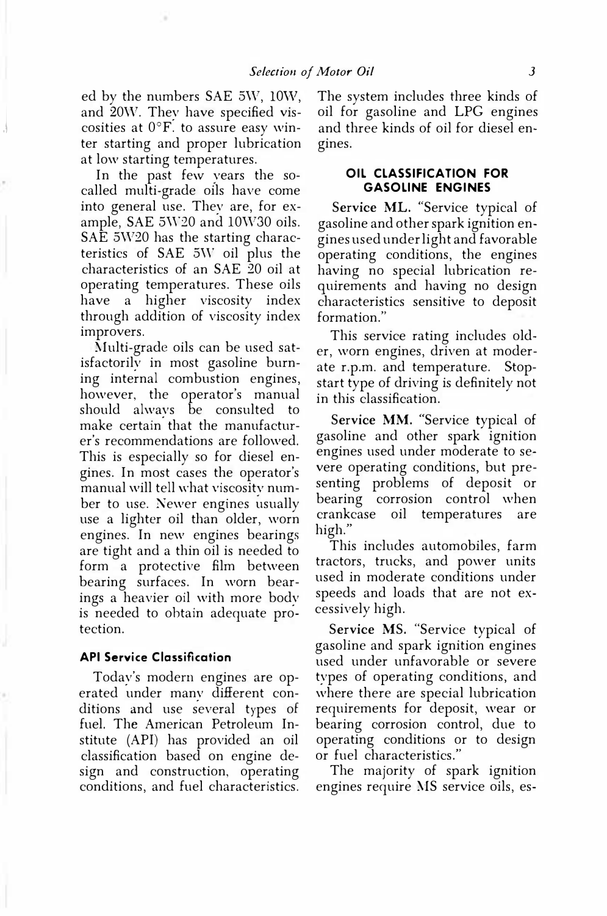ed by the numbers SAE 5W, 10W, and 20W. They have specified viscosities at 0°F. to assure easy winter starting and proper lubrication at low starting temperatures.

In the past few years the so-called multi-grade oils have come into general use. They are, for example, SAE 5W20 and 10W30 oils. SAE 5W20 has the starting characteristics of SAE 5W oil plus the characteristics of an SAE 20 oil at operating temperatures. These oils have a higher viscosity index through addition of viscosity index improvers.

Multi-grade oils can be used satisfactorily in most gasoline burning internal combustion engines, however, the operator's manual should always be consulted to make certain that the manufacturer's recommendations are followed. This is especially so for diesel engines. In most cases the operator's manual will tell what viscosity number to use. Newer engines usually use a lighter oil than older, worn engines. In new engines bearings are tight and a thin oil is needed to form a protective film between bearing surfaces. In worn bearings a heavier oil with more body is needed to obtain adequate protection.

### API Service Classification

Today's modern engines are operated under many different conditions and use several types of fuel. The American Petroleum Institute (API) has provided an oil classification based on engine design and construction, operating conditions, and fuel characteristics. The system includes three kinds of oil for gasoline and LPG engines and three kinds of oil for diesel engines.

#### OIL CLASSIFICATION FOR GASOLINE ENGINES

**Service ML.** "Service typical of gasoline and other spark ignition engines used under light and favorable operating conditions, the engines having no special lubrication requirements and having no design characteristics sensitive to deposit formation."

This service rating includes older, worn engines, driven at moderate r.p.m. and temperature. Stop-start type of driving is definitely not in this classification.

**Service MM.** "Service typical of gasoline and other spark ignition engines used under moderate to severe operating conditions, but presenting problems of deposit or bearing corrosion control when crankcase oil temperatures are high."

This includes automobiles, farm tractors, trucks, and power units used in moderate conditions under speeds and loads that are not excessively high.

**Service MS.** "Service typical of gasoline and spark ignition engines used under unfavorable or severe types of operating conditions, and where there are special lubrication requirements for deposit, wear or bearing corrosion control, due to operating conditions or to design or fuel characteristics."

The majority of spark ignition engines require MS service oils, es-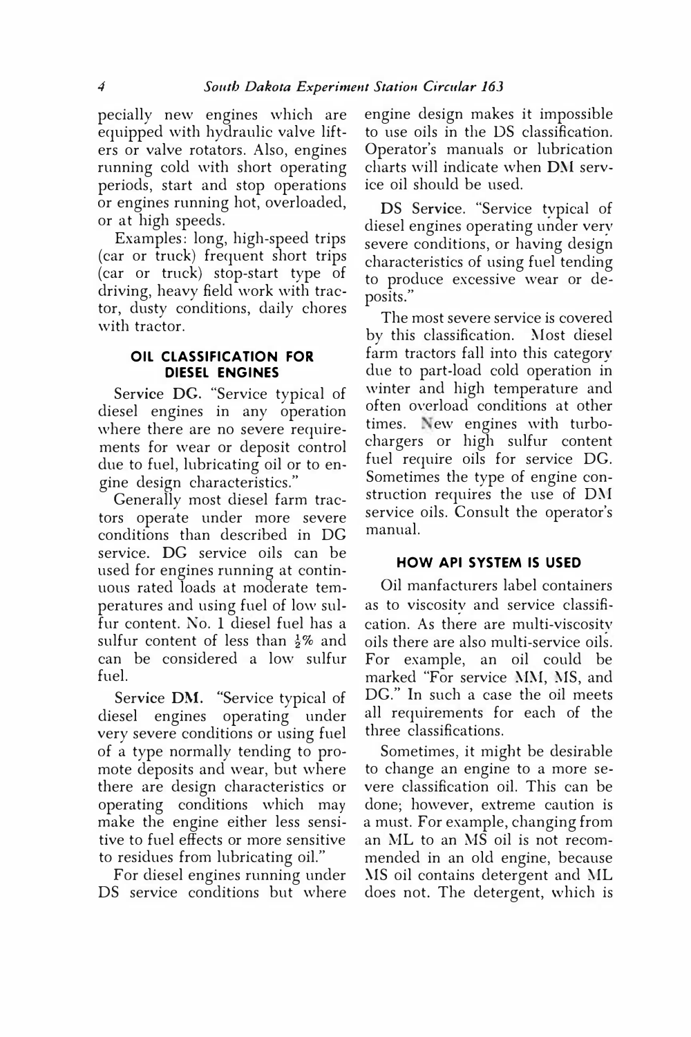pecially new engines which are equipped with hydraulic valve lifters or valve rotators. Also, engines running cold with short operating periods, start and stop operations or engines running hot, overloaded, or at high speeds.

Examples: long, high-speed trips (car or truck) frequent short trips (car or truck) stop-start type of driving, heavy field work with tractor, dusty conditions, daily chores with tractor.

### OIL CLASSIFICATION FOR DIESEL ENGINES

**Service DG.** "Service typical of diesel engines in any operation where there are no severe requirements for wear or deposit control due to fuel, lubricating oil or to engine design characteristics."

Generally most diesel farm tractors operate under more severe conditions than described in DG service. DG service oils can be used for engines running at continuous rated loads at moderate temperatures and using fuel of low sulfur content. No. 1 diesel fuel has a sulfur content of less than ½% and can be considered a low sulfur fuel.

**Service DM.** "Service typical of diesel engines operating under very severe conditions or using fuel of a type normally tending to promote deposits and wear, but where there are design characteristics or operating conditions which may make the engine either less sensitive to fuel effects or more sensitive to residues from lubricating oil."

For diesel engines running under DS service conditions but where engine design makes it impossible to use oils in the DS classification. Operator's manuals or lubrication charts will indicate when DM service oil should be used.

**DS Service.** "Service typical of diesel engines operating under very severe conditions, or having design characteristics of using fuel tending to produce excessive wear or deposits."

The most severe service is covered by this classification. Most diesel farm tractors fall into this category due to part-load cold operation in winter and high temperature and often overload conditions at other times. New engines with turbochargers or high sulfur content fuel require oils for service DG. Sometimes the type of engine construction requires the use of DM service oils. Consult the operator's manual.

### HOW API SYSTEM IS USED

Oil manfacturers label containers as to viscosity and service classification. As there are multi-viscosity oils there are also multi-service oils. For example, an oil could be marked "For service MM, MS, and DG." In such a case the oil meets all requirements for each of the three classifications.

Sometimes, it might be desirable to change an engine to a more severe classification oil. This can be done; however, extreme caution is a must. For example, changing from an ML to an MS oil is not recommended in an old engine, because MS oil contains detergent and ML does not. The detergent, which is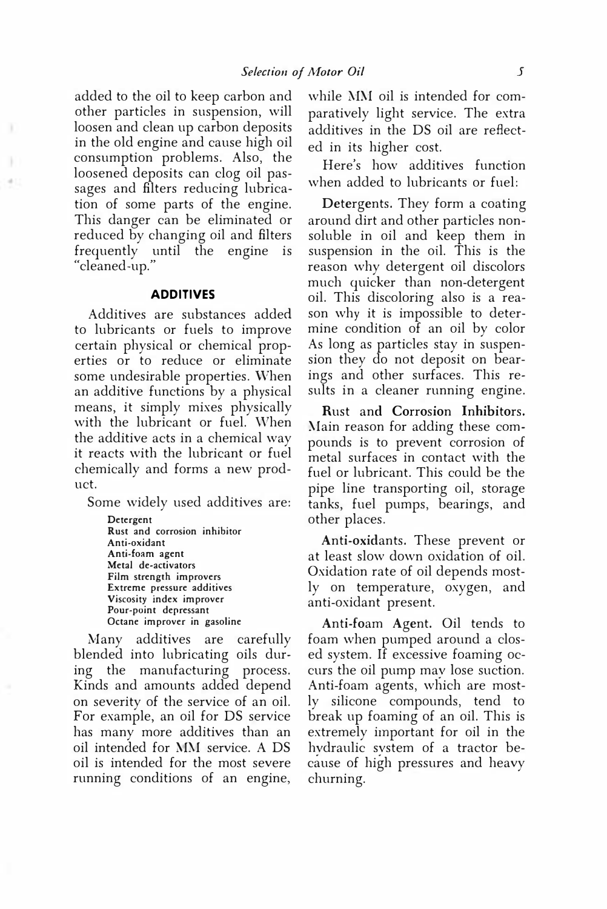added to the oil to keep carbon and other particles in suspension, will loosen and clean up carbon deposits in the old engine and cause high oil consumption problems. Also, the loosened deposits can clog oil passages and filters reducing lubrication of some parts of the engine. This danger can be eliminated or reduced by changing oil and filters frequently until the engine is "cleaned-up."

## ADDITIVES

Additives are substances added to lubricants or fuels to improve certain physical or chemical properties or to reduce or eliminate some undesirable properties. When an additive functions by a physical means, it simply mixes physically with the lubricant or fuel. When the additive acts in a chemical way it reacts with the lubricant or fuel chemically and forms a new product.

Some widely used additives are:

- Detergent
- Rust and corrosion inhibitor
- Anti-oxidant
- Anti-foam agent
- Metal de-activators
- Film strength improvers
- Extreme pressure additives
- Viscosity index improver
- Pour-point depressant
- Octane improver in gasoline

Many additives are carefully blended into lubricating oils during the manufacturing process. Kinds and amounts added depend on severity of the service of an oil. For example, an oil for DS service has many more additives than an oil intended for MM service. A DS oil is intended for the most severe running conditions of an engine, while MM oil is intended for comparatively light service. The extra additives in the DS oil are reflected in its higher cost.

Here's how additives function when added to lubricants or fuel:

**Detergents.** They form a coating around dirt and other particles non-soluble in oil and keep them in suspension in the oil. This is the reason why detergent oil discolors much quicker than non-detergent oil. This discoloring also is a reason why it is impossible to determine condition of an oil by color As long as particles stay in suspension they do not deposit on bearings and other surfaces. This results in a cleaner running engine.

**Rust and Corrosion Inhibitors.** Main reason for adding these compounds is to prevent corrosion of metal surfaces in contact with the fuel or lubricant. This could be the pipe line transporting oil, storage tanks, fuel pumps, bearings, and other places.

**Anti-oxidants.** These prevent or at least slow down oxidation of oil. Oxidation rate of oil depends mostly on temperature, oxygen, and anti-oxidant present.

**Anti-foam Agent.** Oil tends to foam when pumped around a closed system. If excessive foaming occurs the oil pump may lose suction. Anti-foam agents, which are mostly silicone compounds, tend to break up foaming of an oil. This is extremely important for oil in the hydraulic system of a tractor because of high pressures and heavy churning.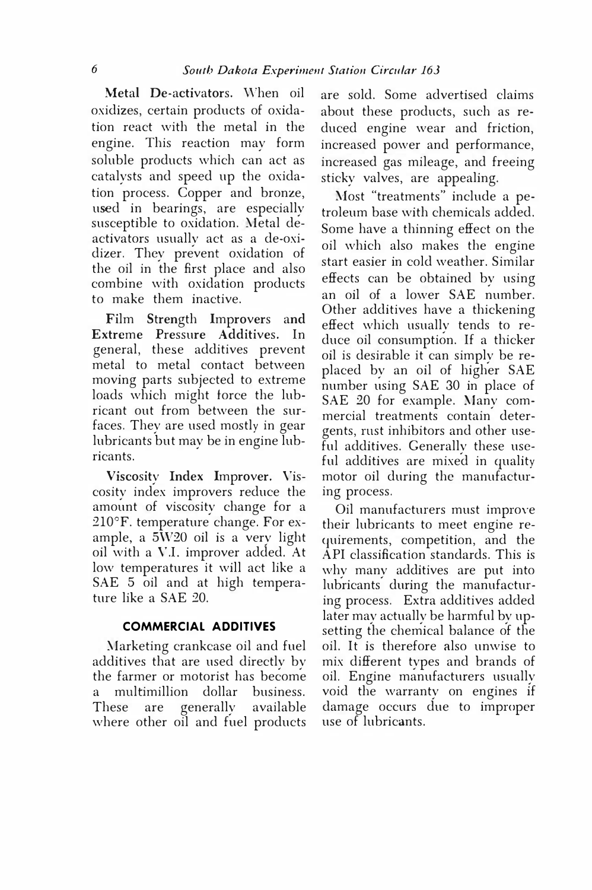**Metal De-activators.** When oil oxidizes, certain products of oxidation react with the metal in the engine. This reaction may form soluble products which can act as catalysts and speed up the oxidation process. Copper and bronze, used in bearings, are especially susceptible to oxidation. Metal de-activators usually act as a de-oxidizer. They prevent oxidation of the oil in the first place and also combine with oxidation products to make them inactive.

**Film Strength Improvers and Extreme Pressure Additives.** In general, these additives prevent metal to metal contact between moving parts subjected to extreme loads which might force the lubricant out from between the surfaces. They are used mostly in gear lubricants but may be in engine lubricants.

**Viscosity Index Improver.** Viscosity index improvers reduce the amount of viscosity change for a 210°F. temperature change. For example, a 5W20 oil is a very light oil with a V.I. improver added. At low temperatures it will act like a SAE 5 oil and at high temperature like a SAE 20.

## COMMERCIAL ADDITIVES

Marketing crankcase oil and fuel additives that are used directly by the farmer or motorist has become a multimillion dollar business. These are generally available where other oil and fuel products are sold. Some advertised claims about these products, such as reduced engine wear and friction, increased power and performance, increased gas mileage, and freeing sticky valves, are appealing.

Most "treatments" include a petroleum base with chemicals added. Some have a thinning effect on the oil which also makes the engine start easier in cold weather. Similar effects can be obtained by using an oil of a lower SAE number. Other additives have a thickening effect which usually tends to reduce oil consumption. If a thicker oil is desirable it can simply be replaced by an oil of higher SAE number using SAE 30 in place of SAE 20 for example. Many commercial treatments contain detergents, rust inhibitors and other useful additives. Generally these useful additives are mixed in quality motor oil during the manufacturing process.

Oil manufacturers must improve their lubricants to meet engine requirements, competition, and the API classification standards. This is why many additives are put into lubricants during the manufacturing process. Extra additives added later may actually be harmful by upsetting the chemical balance of the oil. It is therefore also unwise to mix different types and brands of oil. Engine manufacturers usually void the warranty on engines if damage occurs due to improper use of lubricants.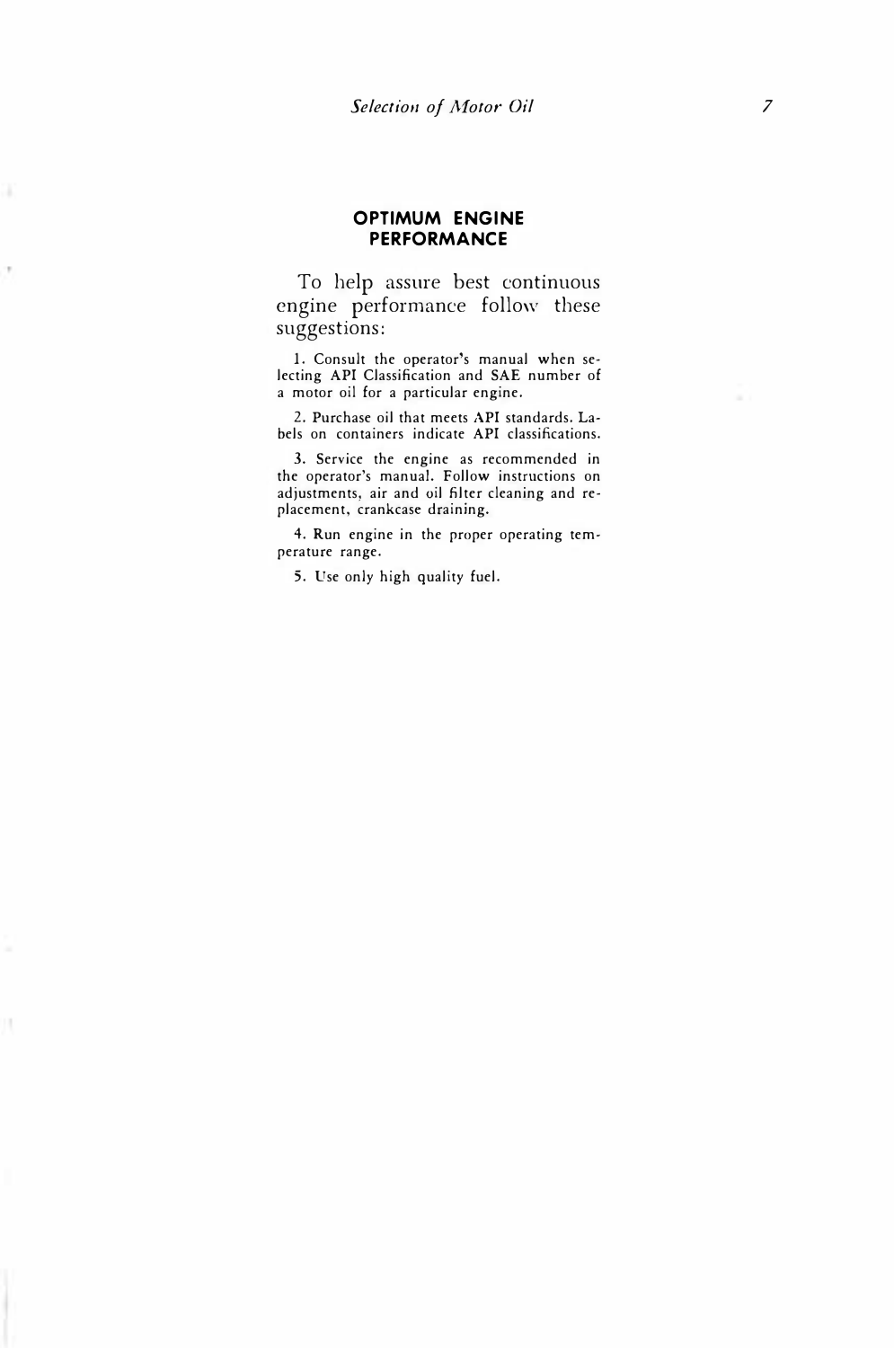## OPTIMUM ENGINE PERFORMANCE

To help assure best continuous engine performance follow these suggestions:

1. Consult the operator's manual when selecting API Classification and SAE number of a motor oil for a particular engine.

2. Purchase oil that meets API standards. Labels on containers indicate API classifications.

3. Service the engine as recommended in the operator's manual. Follow instructions on adjustments, air and oil filter cleaning and replacement, crankcase draining.

4. Run engine in the proper operating temperature range.

5. Use only high quality fuel.